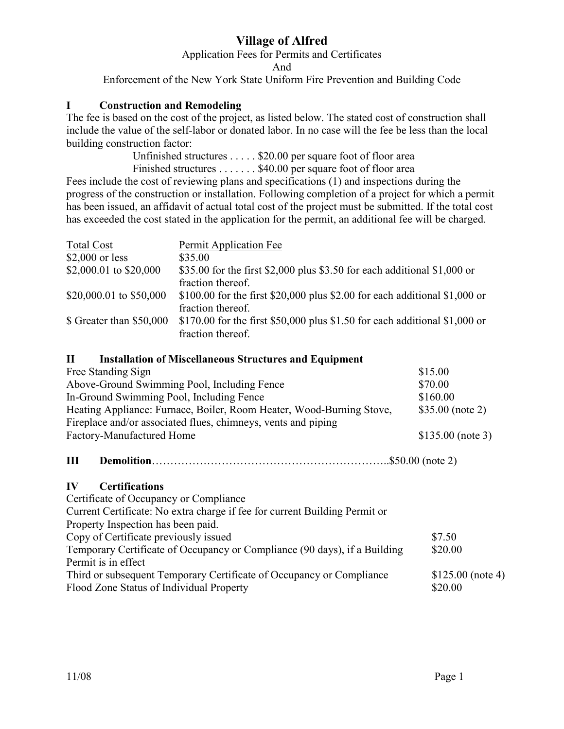# Village of Alfred

Application Fees for Permits and Certificates

And

Enforcement of the New York State Uniform Fire Prevention and Building Code

## I Construction and Remodeling

The fee is based on the cost of the project, as listed below. The stated cost of construction shall include the value of the self-labor or donated labor. In no case will the fee be less than the local building construction factor:

Unfinished structures . . . . . $20.00 per square foot of floor area

Finished structures . . . . . . . $40.00 per square foot of floor area

Fees include the cost of reviewing plans and specifications (1) and inspections during the progress of the construction or installation. Following completion of a project for which a permit has been issued, an affidavit of actual total cost of the project must be submitted. If the total cost has exceeded the cost stated in the application for the permit, an additional fee will be charged.

| Total Cost | Permit Application Fee |
|---|---|
| $2,000 or less | $35.00 |
| $2,000.01 to $20,000 | $35.00 for the first $2,000 plus $3.50 for each additional $1,000 or fraction thereof. |
| $20,000.01 to $50,000 | $100.00 for the first $20,000 plus $2.00 for each additional $1,000 or fraction thereof. |
| $ Greater than $50,000 | $170.00 for the first $50,000 plus $1.50 for each additional $1,000 or fraction thereof. |

## II Installation of Miscellaneous Structures and Equipment

| | |
|---|---|
| Free Standing Sign | $15.00 |
| Above-Ground Swimming Pool, Including Fence | $70.00 |
| In-Ground Swimming Pool, Including Fence | $160.00 |
| Heating Appliance: Furnace, Boiler, Room Heater, Wood-Burning Stove, Fireplace and/or associated flues, chimneys, vents and piping | $35.00 (note 2) |
| Factory-Manufactured Home | $135.00 (note 3) |

## III Demolition……………………………………………………..$50.00 (note 2)

## IV Certifications

| | |
|---|---|
| Certificate of Occupancy or Compliance | |
| Current Certificate: No extra charge if fee for current Building Permit or Property Inspection has been paid. | |
| Copy of Certificate previously issued | $7.50 |
| Temporary Certificate of Occupancy or Compliance (90 days), if a Building Permit is in effect | $20.00 |
| Third or subsequent Temporary Certificate of Occupancy or Compliance | $125.00 (note 4) |
| Flood Zone Status of Individual Property | $20.00 |

11/08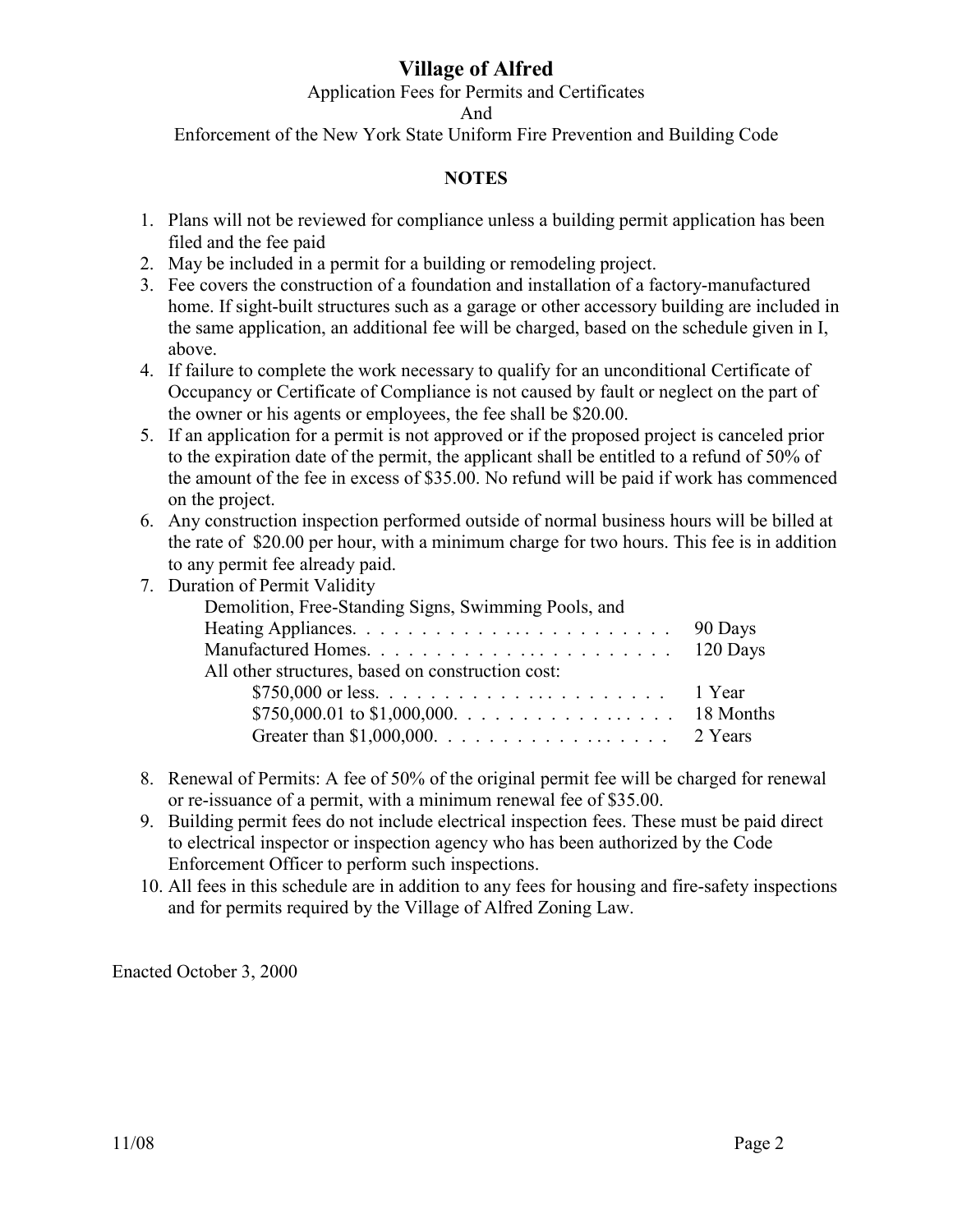# Village of Alfred

Application Fees for Permits and Certificates

And

Enforcement of the New York State Uniform Fire Prevention and Building Code

## NOTES

1. Plans will not be reviewed for compliance unless a building permit application has been filed and the fee paid
2. May be included in a permit for a building or remodeling project.
3. Fee covers the construction of a foundation and installation of a factory-manufactured home. If sight-built structures such as a garage or other accessory building are included in the same application, an additional fee will be charged, based on the schedule given in I, above.
4. If failure to complete the work necessary to qualify for an unconditional Certificate of Occupancy or Certificate of Compliance is not caused by fault or neglect on the part of the owner or his agents or employees, the fee shall be $20.00.
5. If an application for a permit is not approved or if the proposed project is canceled prior to the expiration date of the permit, the applicant shall be entitled to a refund of 50% of the amount of the fee in excess of $35.00. No refund will be paid if work has commenced on the project.
6. Any construction inspection performed outside of normal business hours will be billed at the rate of $20.00 per hour, with a minimum charge for two hours. This fee is in addition to any permit fee already paid.
7. Duration of Permit Validity

| | |
|---|---|
| Demolition, Free-Standing Signs, Swimming Pools, and Heating Appliances | 90 Days |
| Manufactured Homes | 120 Days |
| All other structures, based on construction cost: | |
| $750,000 or less | 1 Year |
| $750,000.01 to $1,000,000 | 18 Months |
| Greater than $1,000,000 | 2 Years |

8. Renewal of Permits: A fee of 50% of the original permit fee will be charged for renewal or re-issuance of a permit, with a minimum renewal fee of $35.00.
9. Building permit fees do not include electrical inspection fees. These must be paid direct to electrical inspector or inspection agency who has been authorized by the Code Enforcement Officer to perform such inspections.
10. All fees in this schedule are in addition to any fees for housing and fire-safety inspections and for permits required by the Village of Alfred Zoning Law.

Enacted October 3, 2000

11/08